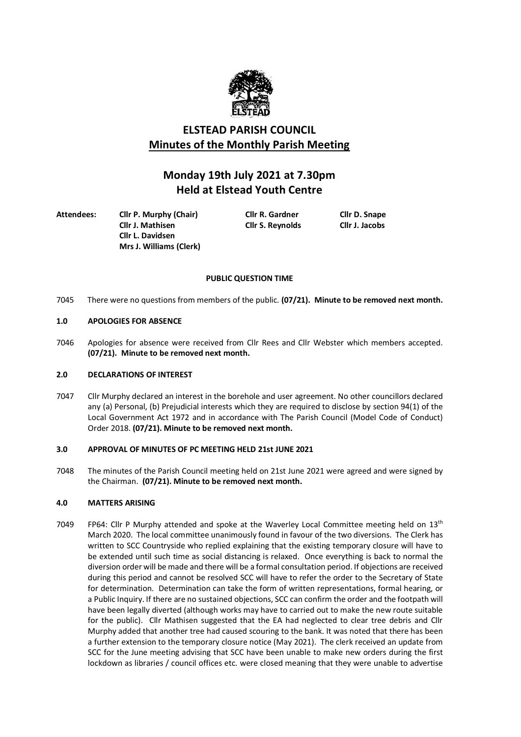# ELSTEAD PARISH COUNCIL

## Minutes of the Monthly Parish Meeting

## Monday 19th July 2021 at 7.30pm
## Held at Elstead Youth Centre

**Attendees:** **Cllr P. Murphy (Chair)** **Cllr R. Gardner** **Cllr D. Snape**
**Cllr J. Mathisen** **Cllr S. Reynolds** **Cllr J. Jacobs**
**Cllr L. Davidsen**
**Mrs J. Williams (Clerk)**

**PUBLIC QUESTION TIME**

7045 There were no questions from members of the public. **(07/21). Minute to be removed next month.**

**1.0 APOLOGIES FOR ABSENCE**

7046 Apologies for absence were received from Cllr Rees and Cllr Webster which members accepted. **(07/21). Minute to be removed next month.**

**2.0 DECLARATIONS OF INTEREST**

7047 Cllr Murphy declared an interest in the borehole and user agreement. No other councillors declared any (a) Personal, (b) Prejudicial interests which they are required to disclose by section 94(1) of the Local Government Act 1972 and in accordance with The Parish Council (Model Code of Conduct) Order 2018. **(07/21). Minute to be removed next month.**

**3.0 APPROVAL OF MINUTES OF PC MEETING HELD 21st JUNE 2021**

7048 The minutes of the Parish Council meeting held on 21st June 2021 were agreed and were signed by the Chairman. **(07/21). Minute to be removed next month.**

**4.0 MATTERS ARISING**

7049 FP64: Cllr P Murphy attended and spoke at the Waverley Local Committee meeting held on 13th March 2020. The local committee unanimously found in favour of the two diversions. The Clerk has written to SCC Countryside who replied explaining that the existing temporary closure will have to be extended until such time as social distancing is relaxed. Once everything is back to normal the diversion order will be made and there will be a formal consultation period. If objections are received during this period and cannot be resolved SCC will have to refer the order to the Secretary of State for determination. Determination can take the form of written representations, formal hearing, or a Public Inquiry. If there are no sustained objections, SCC can confirm the order and the footpath will have been legally diverted (although works may have to carried out to make the new route suitable for the public). Cllr Mathisen suggested that the EA had neglected to clear tree debris and Cllr Murphy added that another tree had caused scouring to the bank. It was noted that there has been a further extension to the temporary closure notice (May 2021). The clerk received an update from SCC for the June meeting advising that SCC have been unable to make new orders during the first lockdown as libraries / council offices etc. were closed meaning that they were unable to advertise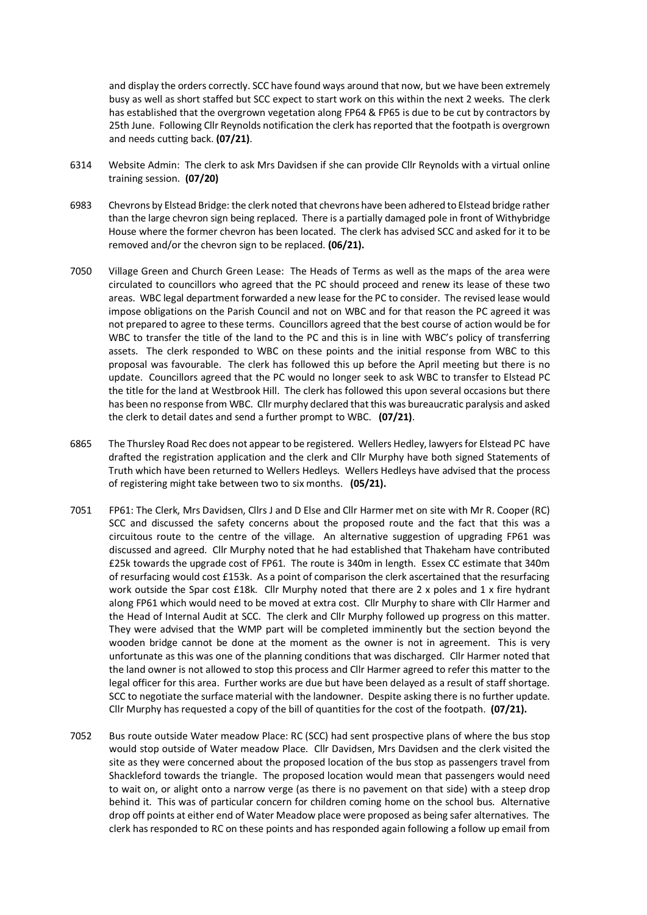and display the orders correctly. SCC have found ways around that now, but we have been extremely busy as well as short staffed but SCC expect to start work on this within the next 2 weeks. The clerk has established that the overgrown vegetation along FP64 & FP65 is due to be cut by contractors by 25th June. Following Cllr Reynolds notification the clerk has reported that the footpath is overgrown and needs cutting back. **(07/21)**.

6314 Website Admin: The clerk to ask Mrs Davidsen if she can provide Cllr Reynolds with a virtual online training session. **(07/20)**

6983 Chevrons by Elstead Bridge: the clerk noted that chevrons have been adhered to Elstead bridge rather than the large chevron sign being replaced. There is a partially damaged pole in front of Withybridge House where the former chevron has been located. The clerk has advised SCC and asked for it to be removed and/or the chevron sign to be replaced. **(06/21).**

7050 Village Green and Church Green Lease: The Heads of Terms as well as the maps of the area were circulated to councillors who agreed that the PC should proceed and renew its lease of these two areas. WBC legal department forwarded a new lease for the PC to consider. The revised lease would impose obligations on the Parish Council and not on WBC and for that reason the PC agreed it was not prepared to agree to these terms. Councillors agreed that the best course of action would be for WBC to transfer the title of the land to the PC and this is in line with WBC's policy of transferring assets. The clerk responded to WBC on these points and the initial response from WBC to this proposal was favourable. The clerk has followed this up before the April meeting but there is no update. Councillors agreed that the PC would no longer seek to ask WBC to transfer to Elstead PC the title for the land at Westbrook Hill. The clerk has followed this upon several occasions but there has been no response from WBC. Cllr murphy declared that this was bureaucratic paralysis and asked the clerk to detail dates and send a further prompt to WBC. **(07/21)**.

6865 The Thursley Road Rec does not appear to be registered. Wellers Hedley, lawyers for Elstead PC have drafted the registration application and the clerk and Cllr Murphy have both signed Statements of Truth which have been returned to Wellers Hedleys. Wellers Hedleys have advised that the process of registering might take between two to six months. **(05/21).**

7051 FP61: The Clerk, Mrs Davidsen, Cllrs J and D Else and Cllr Harmer met on site with Mr R. Cooper (RC) SCC and discussed the safety concerns about the proposed route and the fact that this was a circuitous route to the centre of the village. An alternative suggestion of upgrading FP61 was discussed and agreed. Cllr Murphy noted that he had established that Thakeham have contributed £25k towards the upgrade cost of FP61. The route is 340m in length. Essex CC estimate that 340m of resurfacing would cost £153k. As a point of comparison the clerk ascertained that the resurfacing work outside the Spar cost £18k. Cllr Murphy noted that there are 2 x poles and 1 x fire hydrant along FP61 which would need to be moved at extra cost. Cllr Murphy to share with Cllr Harmer and the Head of Internal Audit at SCC. The clerk and Cllr Murphy followed up progress on this matter. They were advised that the WMP part will be completed imminently but the section beyond the wooden bridge cannot be done at the moment as the owner is not in agreement. This is very unfortunate as this was one of the planning conditions that was discharged. Cllr Harmer noted that the land owner is not allowed to stop this process and Cllr Harmer agreed to refer this matter to the legal officer for this area. Further works are due but have been delayed as a result of staff shortage. SCC to negotiate the surface material with the landowner. Despite asking there is no further update. Cllr Murphy has requested a copy of the bill of quantities for the cost of the footpath. **(07/21).**

7052 Bus route outside Water meadow Place: RC (SCC) had sent prospective plans of where the bus stop would stop outside of Water meadow Place. Cllr Davidsen, Mrs Davidsen and the clerk visited the site as they were concerned about the proposed location of the bus stop as passengers travel from Shackleford towards the triangle. The proposed location would mean that passengers would need to wait on, or alight onto a narrow verge (as there is no pavement on that side) with a steep drop behind it. This was of particular concern for children coming home on the school bus. Alternative drop off points at either end of Water Meadow place were proposed as being safer alternatives. The clerk has responded to RC on these points and has responded again following a follow up email from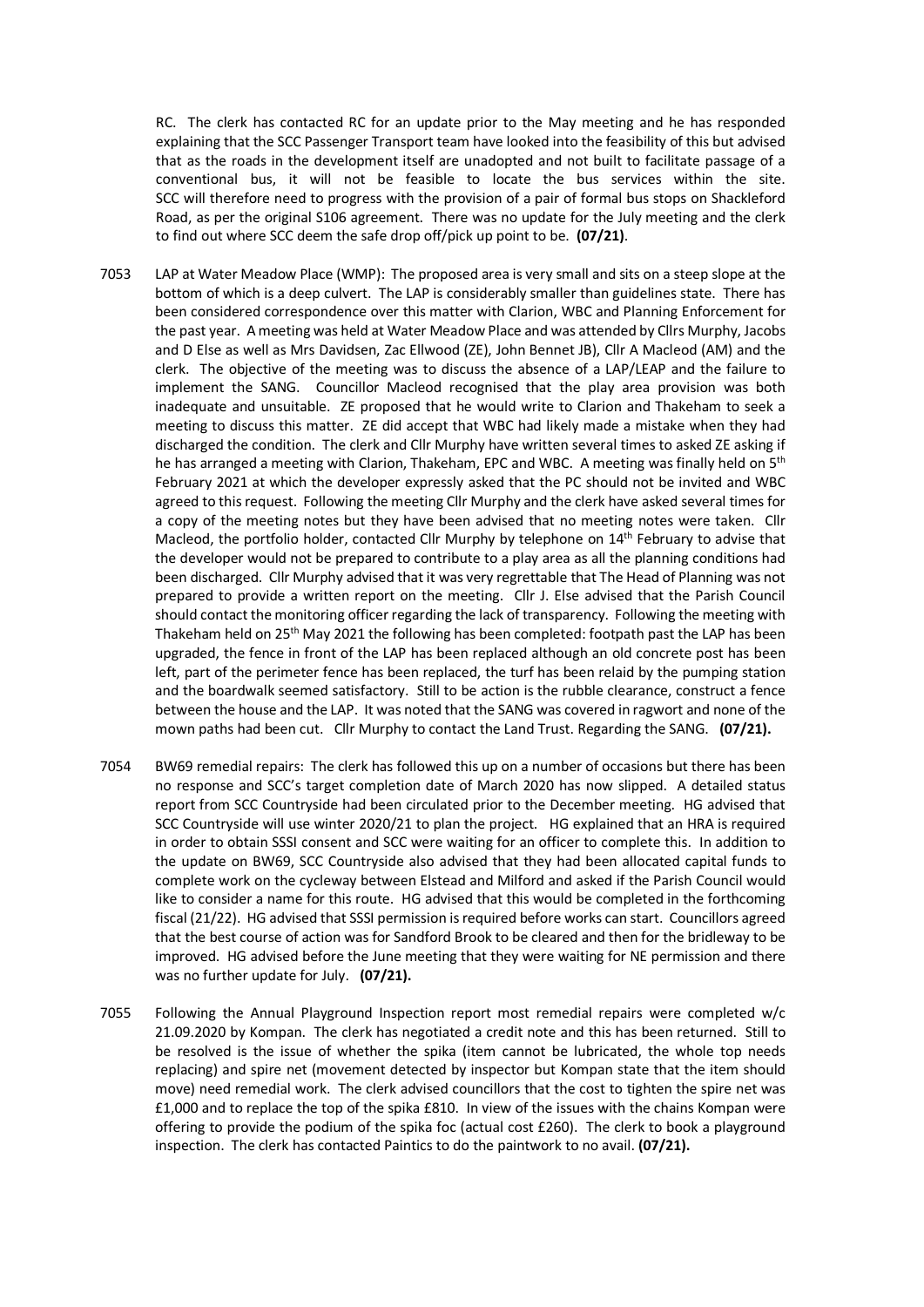RC. The clerk has contacted RC for an update prior to the May meeting and he has responded explaining that the SCC Passenger Transport team have looked into the feasibility of this but advised that as the roads in the development itself are unadopted and not built to facilitate passage of a conventional bus, it will not be feasible to locate the bus services within the site. SCC will therefore need to progress with the provision of a pair of formal bus stops on Shackleford Road, as per the original S106 agreement. There was no update for the July meeting and the clerk to find out where SCC deem the safe drop off/pick up point to be. **(07/21)**.

7053 LAP at Water Meadow Place (WMP): The proposed area is very small and sits on a steep slope at the bottom of which is a deep culvert. The LAP is considerably smaller than guidelines state. There has been considered correspondence over this matter with Clarion, WBC and Planning Enforcement for the past year. A meeting was held at Water Meadow Place and was attended by Cllrs Murphy, Jacobs and D Else as well as Mrs Davidsen, Zac Ellwood (ZE), John Bennet JB), Cllr A Macleod (AM) and the clerk. The objective of the meeting was to discuss the absence of a LAP/LEAP and the failure to implement the SANG. Councillor Macleod recognised that the play area provision was both inadequate and unsuitable. ZE proposed that he would write to Clarion and Thakeham to seek a meeting to discuss this matter. ZE did accept that WBC had likely made a mistake when they had discharged the condition. The clerk and Cllr Murphy have written several times to asked ZE asking if he has arranged a meeting with Clarion, Thakeham, EPC and WBC. A meeting was finally held on 5th February 2021 at which the developer expressly asked that the PC should not be invited and WBC agreed to this request. Following the meeting Cllr Murphy and the clerk have asked several times for a copy of the meeting notes but they have been advised that no meeting notes were taken. Cllr Macleod, the portfolio holder, contacted Cllr Murphy by telephone on 14th February to advise that the developer would not be prepared to contribute to a play area as all the planning conditions had been discharged. Cllr Murphy advised that it was very regrettable that The Head of Planning was not prepared to provide a written report on the meeting. Cllr J. Else advised that the Parish Council should contact the monitoring officer regarding the lack of transparency. Following the meeting with Thakeham held on 25th May 2021 the following has been completed: footpath past the LAP has been upgraded, the fence in front of the LAP has been replaced although an old concrete post has been left, part of the perimeter fence has been replaced, the turf has been relaid by the pumping station and the boardwalk seemed satisfactory. Still to be action is the rubble clearance, construct a fence between the house and the LAP. It was noted that the SANG was covered in ragwort and none of the mown paths had been cut. Cllr Murphy to contact the Land Trust. Regarding the SANG. **(07/21).**

7054 BW69 remedial repairs: The clerk has followed this up on a number of occasions but there has been no response and SCC's target completion date of March 2020 has now slipped. A detailed status report from SCC Countryside had been circulated prior to the December meeting. HG advised that SCC Countryside will use winter 2020/21 to plan the project. HG explained that an HRA is required in order to obtain SSSI consent and SCC were waiting for an officer to complete this. In addition to the update on BW69, SCC Countryside also advised that they had been allocated capital funds to complete work on the cycleway between Elstead and Milford and asked if the Parish Council would like to consider a name for this route. HG advised that this would be completed in the forthcoming fiscal (21/22). HG advised that SSSI permission is required before works can start. Councillors agreed that the best course of action was for Sandford Brook to be cleared and then for the bridleway to be improved. HG advised before the June meeting that they were waiting for NE permission and there was no further update for July. **(07/21).**

7055 Following the Annual Playground Inspection report most remedial repairs were completed w/c 21.09.2020 by Kompan. The clerk has negotiated a credit note and this has been returned. Still to be resolved is the issue of whether the spika (item cannot be lubricated, the whole top needs replacing) and spire net (movement detected by inspector but Kompan state that the item should move) need remedial work. The clerk advised councillors that the cost to tighten the spire net was £1,000 and to replace the top of the spika £810. In view of the issues with the chains Kompan were offering to provide the podium of the spika foc (actual cost £260). The clerk to book a playground inspection. The clerk has contacted Paintics to do the paintwork to no avail. **(07/21).**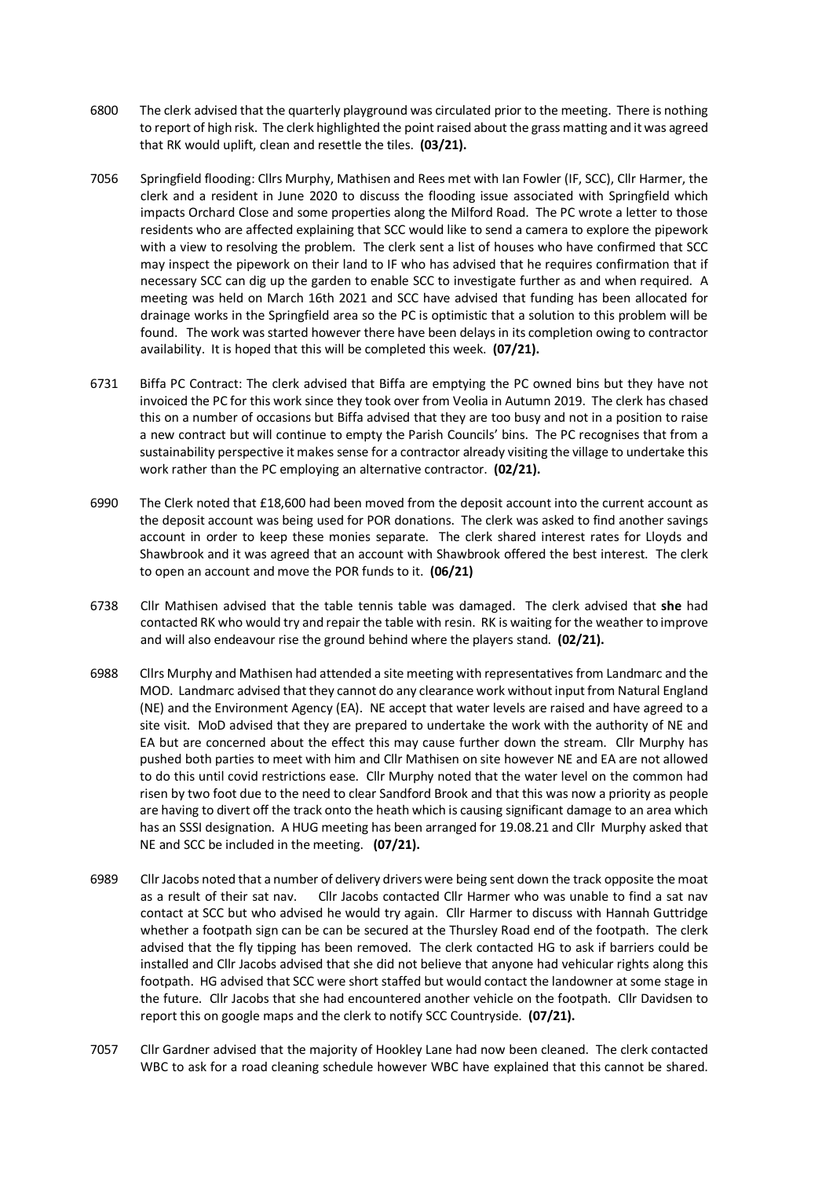6800 The clerk advised that the quarterly playground was circulated prior to the meeting. There is nothing to report of high risk. The clerk highlighted the point raised about the grass matting and it was agreed that RK would uplift, clean and resettle the tiles. **(03/21).**

7056 Springfield flooding: Cllrs Murphy, Mathisen and Rees met with Ian Fowler (IF, SCC), Cllr Harmer, the clerk and a resident in June 2020 to discuss the flooding issue associated with Springfield which impacts Orchard Close and some properties along the Milford Road. The PC wrote a letter to those residents who are affected explaining that SCC would like to send a camera to explore the pipework with a view to resolving the problem. The clerk sent a list of houses who have confirmed that SCC may inspect the pipework on their land to IF who has advised that he requires confirmation that if necessary SCC can dig up the garden to enable SCC to investigate further as and when required. A meeting was held on March 16th 2021 and SCC have advised that funding has been allocated for drainage works in the Springfield area so the PC is optimistic that a solution to this problem will be found. The work was started however there have been delays in its completion owing to contractor availability. It is hoped that this will be completed this week. **(07/21).**

6731 Biffa PC Contract: The clerk advised that Biffa are emptying the PC owned bins but they have not invoiced the PC for this work since they took over from Veolia in Autumn 2019. The clerk has chased this on a number of occasions but Biffa advised that they are too busy and not in a position to raise a new contract but will continue to empty the Parish Councils' bins. The PC recognises that from a sustainability perspective it makes sense for a contractor already visiting the village to undertake this work rather than the PC employing an alternative contractor. **(02/21).**

6990 The Clerk noted that £18,600 had been moved from the deposit account into the current account as the deposit account was being used for POR donations. The clerk was asked to find another savings account in order to keep these monies separate. The clerk shared interest rates for Lloyds and Shawbrook and it was agreed that an account with Shawbrook offered the best interest. The clerk to open an account and move the POR funds to it. **(06/21)**

6738 Cllr Mathisen advised that the table tennis table was damaged. The clerk advised that **she** had contacted RK who would try and repair the table with resin. RK is waiting for the weather to improve and will also endeavour rise the ground behind where the players stand. **(02/21).**

6988 Cllrs Murphy and Mathisen had attended a site meeting with representatives from Landmarc and the MOD. Landmarc advised that they cannot do any clearance work without input from Natural England (NE) and the Environment Agency (EA). NE accept that water levels are raised and have agreed to a site visit. MoD advised that they are prepared to undertake the work with the authority of NE and EA but are concerned about the effect this may cause further down the stream. Cllr Murphy has pushed both parties to meet with him and Cllr Mathisen on site however NE and EA are not allowed to do this until covid restrictions ease. Cllr Murphy noted that the water level on the common had risen by two foot due to the need to clear Sandford Brook and that this was now a priority as people are having to divert off the track onto the heath which is causing significant damage to an area which has an SSSI designation. A HUG meeting has been arranged for 19.08.21 and Cllr Murphy asked that NE and SCC be included in the meeting. **(07/21).**

6989 Cllr Jacobs noted that a number of delivery drivers were being sent down the track opposite the moat as a result of their sat nav. Cllr Jacobs contacted Cllr Harmer who was unable to find a sat nav contact at SCC but who advised he would try again. Cllr Harmer to discuss with Hannah Guttridge whether a footpath sign can be can be secured at the Thursley Road end of the footpath. The clerk advised that the fly tipping has been removed. The clerk contacted HG to ask if barriers could be installed and Cllr Jacobs advised that she did not believe that anyone had vehicular rights along this footpath. HG advised that SCC were short staffed but would contact the landowner at some stage in the future. Cllr Jacobs that she had encountered another vehicle on the footpath. Cllr Davidsen to report this on google maps and the clerk to notify SCC Countryside. **(07/21).**

7057 Cllr Gardner advised that the majority of Hookley Lane had now been cleaned. The clerk contacted WBC to ask for a road cleaning schedule however WBC have explained that this cannot be shared.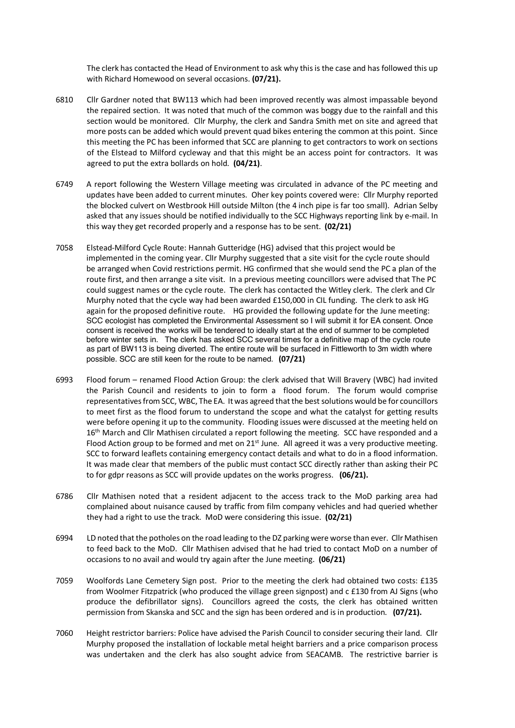The clerk has contacted the Head of Environment to ask why this is the case and has followed this up with Richard Homewood on several occasions. **(07/21).**

6810 Cllr Gardner noted that BW113 which had been improved recently was almost impassable beyond the repaired section. It was noted that much of the common was boggy due to the rainfall and this section would be monitored. Cllr Murphy, the clerk and Sandra Smith met on site and agreed that more posts can be added which would prevent quad bikes entering the common at this point. Since this meeting the PC has been informed that SCC are planning to get contractors to work on sections of the Elstead to Milford cycleway and that this might be an access point for contractors. It was agreed to put the extra bollards on hold. **(04/21)**.

6749 A report following the Western Village meeting was circulated in advance of the PC meeting and updates have been added to current minutes. Oher key points covered were: Cllr Murphy reported the blocked culvert on Westbrook Hill outside Milton (the 4 inch pipe is far too small). Adrian Selby asked that any issues should be notified individually to the SCC Highways reporting link by e-mail. In this way they get recorded properly and a response has to be sent. **(02/21)**

7058 Elstead-Milford Cycle Route: Hannah Gutteridge (HG) advised that this project would be implemented in the coming year. Cllr Murphy suggested that a site visit for the cycle route should be arranged when Covid restrictions permit. HG confirmed that she would send the PC a plan of the route first, and then arrange a site visit. In a previous meeting councillors were advised that The PC could suggest names or the cycle route. The clerk has contacted the Witley clerk. The clerk and Cllr Murphy noted that the cycle way had been awarded £150,000 in CIL funding. The clerk to ask HG again for the proposed definitive route. HG provided the following update for the June meeting: SCC ecologist has completed the Environmental Assessment so I will submit it for EA consent. Once consent is received the works will be tendered to ideally start at the end of summer to be completed before winter sets in. The clerk has asked SCC several times for a definitive map of the cycle route as part of BW113 is being diverted. The entire route will be surfaced in Fittleworth to 3m width where possible. SCC are still keen for the route to be named. **(07/21)**

6993 Flood forum – renamed Flood Action Group: the clerk advised that Will Bravery (WBC) had invited the Parish Council and residents to join to form a flood forum. The forum would comprise representatives from SCC, WBC, The EA. It was agreed that the best solutions would be for councillors to meet first as the flood forum to understand the scope and what the catalyst for getting results were before opening it up to the community. Flooding issues were discussed at the meeting held on 16th March and Cllr Mathisen circulated a report following the meeting. SCC have responded and a Flood Action group to be formed and met on 21st June. All agreed it was a very productive meeting. SCC to forward leaflets containing emergency contact details and what to do in a flood information. It was made clear that members of the public must contact SCC directly rather than asking their PC to for gdpr reasons as SCC will provide updates on the works progress. **(06/21).**

6786 Cllr Mathisen noted that a resident adjacent to the access track to the MoD parking area had complained about nuisance caused by traffic from film company vehicles and had queried whether they had a right to use the track. MoD were considering this issue. **(02/21)**

6994 LD noted that the potholes on the road leading to the DZ parking were worse than ever. Cllr Mathisen to feed back to the MoD. Cllr Mathisen advised that he had tried to contact MoD on a number of occasions to no avail and would try again after the June meeting. **(06/21)**

7059 Woolfords Lane Cemetery Sign post. Prior to the meeting the clerk had obtained two costs: £135 from Woolmer Fitzpatrick (who produced the village green signpost) and c £130 from AJ Signs (who produce the defibrillator signs). Councillors agreed the costs, the clerk has obtained written permission from Skanska and SCC and the sign has been ordered and is in production. **(07/21).**

7060 Height restrictor barriers: Police have advised the Parish Council to consider securing their land. Cllr Murphy proposed the installation of lockable metal height barriers and a price comparison process was undertaken and the clerk has also sought advice from SEACAMB. The restrictive barrier is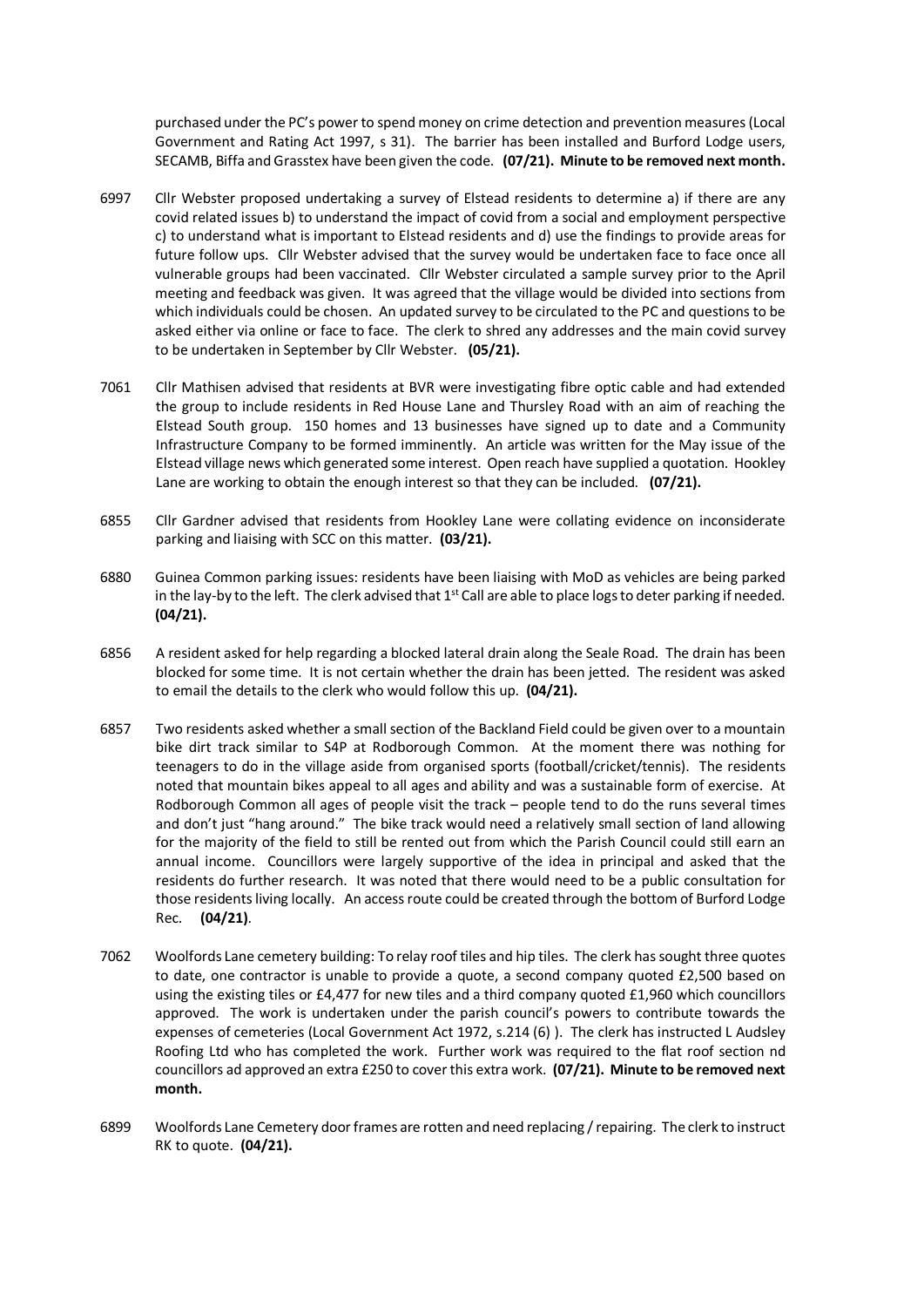purchased under the PC's power to spend money on crime detection and prevention measures (Local Government and Rating Act 1997, s 31). The barrier has been installed and Burford Lodge users, SECAMB, Biffa and Grasstex have been given the code. **(07/21). Minute to be removed next month.**

6997 Cllr Webster proposed undertaking a survey of Elstead residents to determine a) if there are any covid related issues b) to understand the impact of covid from a social and employment perspective c) to understand what is important to Elstead residents and d) use the findings to provide areas for future follow ups. Cllr Webster advised that the survey would be undertaken face to face once all vulnerable groups had been vaccinated. Cllr Webster circulated a sample survey prior to the April meeting and feedback was given. It was agreed that the village would be divided into sections from which individuals could be chosen. An updated survey to be circulated to the PC and questions to be asked either via online or face to face. The clerk to shred any addresses and the main covid survey to be undertaken in September by Cllr Webster. **(05/21).**

7061 Cllr Mathisen advised that residents at BVR were investigating fibre optic cable and had extended the group to include residents in Red House Lane and Thursley Road with an aim of reaching the Elstead South group. 150 homes and 13 businesses have signed up to date and a Community Infrastructure Company to be formed imminently. An article was written for the May issue of the Elstead village news which generated some interest. Open reach have supplied a quotation. Hookley Lane are working to obtain the enough interest so that they can be included. **(07/21).**

6855 Cllr Gardner advised that residents from Hookley Lane were collating evidence on inconsiderate parking and liaising with SCC on this matter. **(03/21).**

6880 Guinea Common parking issues: residents have been liaising with MoD as vehicles are being parked in the lay-by to the left. The clerk advised that 1st Call are able to place logs to deter parking if needed. **(04/21).**

6856 A resident asked for help regarding a blocked lateral drain along the Seale Road. The drain has been blocked for some time. It is not certain whether the drain has been jetted. The resident was asked to email the details to the clerk who would follow this up. **(04/21).**

6857 Two residents asked whether a small section of the Backland Field could be given over to a mountain bike dirt track similar to S4P at Rodborough Common. At the moment there was nothing for teenagers to do in the village aside from organised sports (football/cricket/tennis). The residents noted that mountain bikes appeal to all ages and ability and was a sustainable form of exercise. At Rodborough Common all ages of people visit the track – people tend to do the runs several times and don't just "hang around." The bike track would need a relatively small section of land allowing for the majority of the field to still be rented out from which the Parish Council could still earn an annual income. Councillors were largely supportive of the idea in principal and asked that the residents do further research. It was noted that there would need to be a public consultation for those residents living locally. An access route could be created through the bottom of Burford Lodge Rec. **(04/21)**.

7062 Woolfords Lane cemetery building: To relay roof tiles and hip tiles. The clerk has sought three quotes to date, one contractor is unable to provide a quote, a second company quoted £2,500 based on using the existing tiles or £4,477 for new tiles and a third company quoted £1,960 which councillors approved. The work is undertaken under the parish council's powers to contribute towards the expenses of cemeteries (Local Government Act 1972, s.214 (6) ). The clerk has instructed L Audsley Roofing Ltd who has completed the work. Further work was required to the flat roof section nd councillors ad approved an extra £250 to cover this extra work. **(07/21). Minute to be removed next month.**

6899 Woolfords Lane Cemetery door frames are rotten and need replacing / repairing. The clerk to instruct RK to quote. **(04/21).**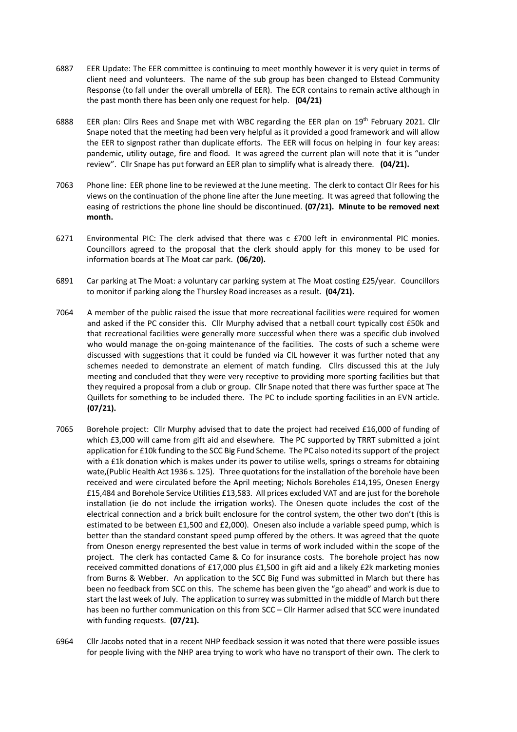6887 EER Update: The EER committee is continuing to meet monthly however it is very quiet in terms of client need and volunteers. The name of the sub group has been changed to Elstead Community Response (to fall under the overall umbrella of EER). The ECR contains to remain active although in the past month there has been only one request for help. **(04/21)**

6888 EER plan: Cllrs Rees and Snape met with WBC regarding the EER plan on 19th February 2021. Cllr Snape noted that the meeting had been very helpful as it provided a good framework and will allow the EER to signpost rather than duplicate efforts. The EER will focus on helping in four key areas: pandemic, utility outage, fire and flood. It was agreed the current plan will note that it is "under review". Cllr Snape has put forward an EER plan to simplify what is already there. **(04/21).**

7063 Phone line: EER phone line to be reviewed at the June meeting. The clerk to contact Cllr Rees for his views on the continuation of the phone line after the June meeting. It was agreed that following the easing of restrictions the phone line should be discontinued. **(07/21). Minute to be removed next month.**

6271 Environmental PIC: The clerk advised that there was c £700 left in environmental PIC monies. Councillors agreed to the proposal that the clerk should apply for this money to be used for information boards at The Moat car park. **(06/20).**

6891 Car parking at The Moat: a voluntary car parking system at The Moat costing £25/year. Councillors to monitor if parking along the Thursley Road increases as a result. **(04/21).**

7064 A member of the public raised the issue that more recreational facilities were required for women and asked if the PC consider this. Cllr Murphy advised that a netball court typically cost £50k and that recreational facilities were generally more successful when there was a specific club involved who would manage the on-going maintenance of the facilities. The costs of such a scheme were discussed with suggestions that it could be funded via CIL however it was further noted that any schemes needed to demonstrate an element of match funding. Cllrs discussed this at the July meeting and concluded that they were very receptive to providing more sporting facilities but that they required a proposal from a club or group. Cllr Snape noted that there was further space at The Quillets for something to be included there. The PC to include sporting facilities in an EVN article. **(07/21).**

7065 Borehole project: Cllr Murphy advised that to date the project had received £16,000 of funding of which £3,000 will came from gift aid and elsewhere. The PC supported by TRRT submitted a joint application for £10k funding to the SCC Big Fund Scheme. The PC also noted its support of the project with a £1k donation which is makes under its power to utilise wells, springs o streams for obtaining wate,(Public Health Act 1936 s. 125). Three quotations for the installation of the borehole have been received and were circulated before the April meeting; Nichols Boreholes £14,195, Onesen Energy £15,484 and Borehole Service Utilities £13,583. All prices excluded VAT and are just for the borehole installation (ie do not include the irrigation works). The Onesen quote includes the cost of the electrical connection and a brick built enclosure for the control system, the other two don't (this is estimated to be between £1,500 and £2,000). Onesen also include a variable speed pump, which is better than the standard constant speed pump offered by the others. It was agreed that the quote from Oneson energy represented the best value in terms of work included within the scope of the project. The clerk has contacted Came & Co for insurance costs. The borehole project has now received committed donations of £17,000 plus £1,500 in gift aid and a likely £2k marketing monies from Burns & Webber. An application to the SCC Big Fund was submitted in March but there has been no feedback from SCC on this. The scheme has been given the "go ahead" and work is due to start the last week of July. The application to surrey was submitted in the middle of March but there has been no further communication on this from SCC – Cllr Harmer adised that SCC were inundated with funding requests. **(07/21).**

6964 Cllr Jacobs noted that in a recent NHP feedback session it was noted that there were possible issues for people living with the NHP area trying to work who have no transport of their own. The clerk to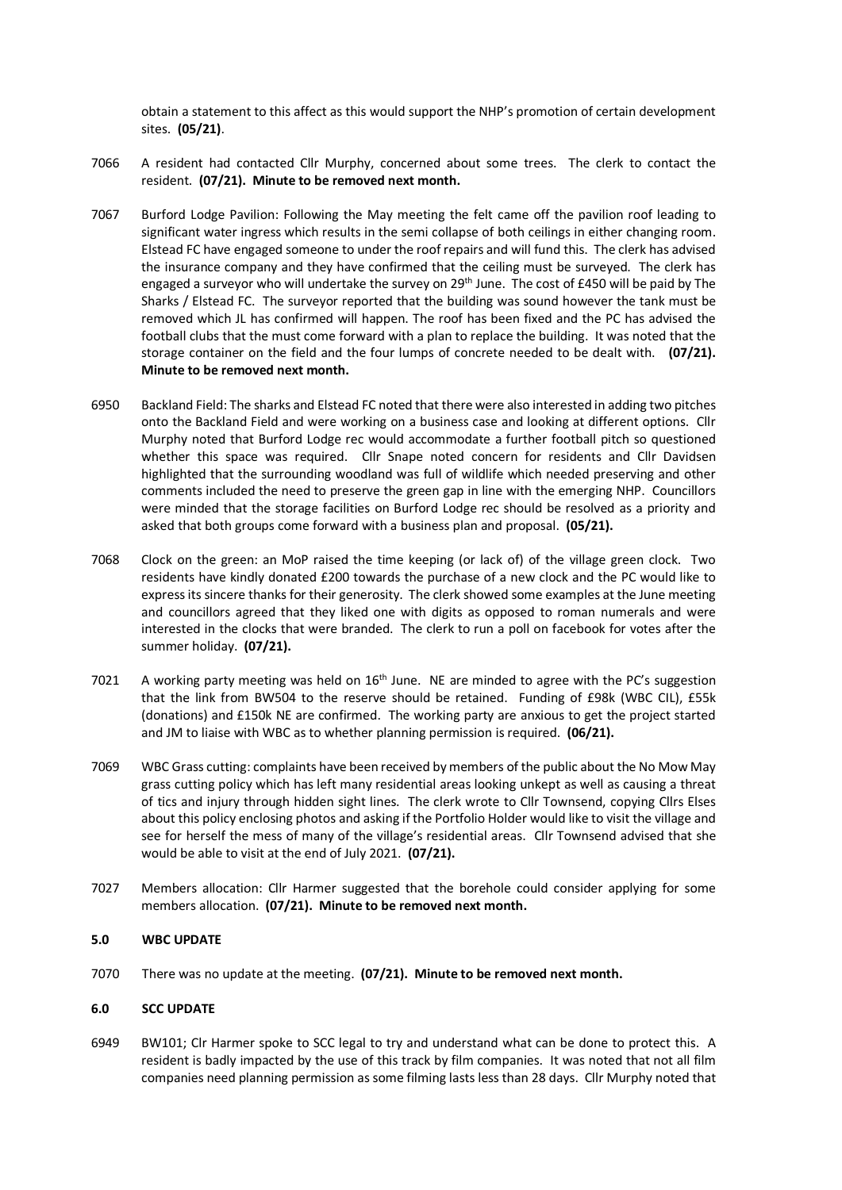obtain a statement to this affect as this would support the NHP's promotion of certain development sites. **(05/21)**.

7066 A resident had contacted Cllr Murphy, concerned about some trees. The clerk to contact the resident. **(07/21). Minute to be removed next month.**

7067 Burford Lodge Pavilion: Following the May meeting the felt came off the pavilion roof leading to significant water ingress which results in the semi collapse of both ceilings in either changing room. Elstead FC have engaged someone to under the roof repairs and will fund this. The clerk has advised the insurance company and they have confirmed that the ceiling must be surveyed. The clerk has engaged a surveyor who will undertake the survey on 29th June. The cost of £450 will be paid by The Sharks / Elstead FC. The surveyor reported that the building was sound however the tank must be removed which JL has confirmed will happen. The roof has been fixed and the PC has advised the football clubs that the must come forward with a plan to replace the building. It was noted that the storage container on the field and the four lumps of concrete needed to be dealt with. **(07/21). Minute to be removed next month.**

6950 Backland Field: The sharks and Elstead FC noted that there were also interested in adding two pitches onto the Backland Field and were working on a business case and looking at different options. Cllr Murphy noted that Burford Lodge rec would accommodate a further football pitch so questioned whether this space was required. Cllr Snape noted concern for residents and Cllr Davidsen highlighted that the surrounding woodland was full of wildlife which needed preserving and other comments included the need to preserve the green gap in line with the emerging NHP. Councillors were minded that the storage facilities on Burford Lodge rec should be resolved as a priority and asked that both groups come forward with a business plan and proposal. **(05/21).**

7068 Clock on the green: an MoP raised the time keeping (or lack of) of the village green clock. Two residents have kindly donated £200 towards the purchase of a new clock and the PC would like to express its sincere thanks for their generosity. The clerk showed some examples at the June meeting and councillors agreed that they liked one with digits as opposed to roman numerals and were interested in the clocks that were branded. The clerk to run a poll on facebook for votes after the summer holiday. **(07/21).**

7021 A working party meeting was held on 16th June. NE are minded to agree with the PC's suggestion that the link from BW504 to the reserve should be retained. Funding of £98k (WBC CIL), £55k (donations) and £150k NE are confirmed. The working party are anxious to get the project started and JM to liaise with WBC as to whether planning permission is required. **(06/21).**

7069 WBC Grass cutting: complaints have been received by members of the public about the No Mow May grass cutting policy which has left many residential areas looking unkept as well as causing a threat of tics and injury through hidden sight lines. The clerk wrote to Cllr Townsend, copying Cllrs Elses about this policy enclosing photos and asking if the Portfolio Holder would like to visit the village and see for herself the mess of many of the village's residential areas. Cllr Townsend advised that she would be able to visit at the end of July 2021. **(07/21).**

7027 Members allocation: Cllr Harmer suggested that the borehole could consider applying for some members allocation. **(07/21). Minute to be removed next month.**

## 5.0 WBC UPDATE

7070 There was no update at the meeting. **(07/21). Minute to be removed next month.**

## 6.0 SCC UPDATE

6949 BW101; Clr Harmer spoke to SCC legal to try and understand what can be done to protect this. A resident is badly impacted by the use of this track by film companies. It was noted that not all film companies need planning permission as some filming lasts less than 28 days. Cllr Murphy noted that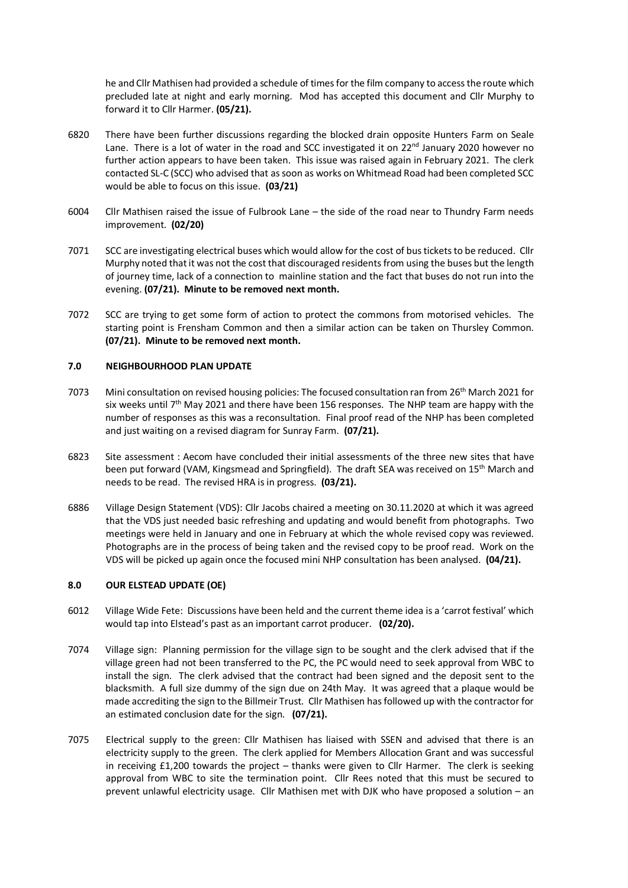he and Cllr Mathisen had provided a schedule of times for the film company to access the route which precluded late at night and early morning. Mod has accepted this document and Cllr Murphy to forward it to Cllr Harmer. **(05/21).**

6820 There have been further discussions regarding the blocked drain opposite Hunters Farm on Seale Lane. There is a lot of water in the road and SCC investigated it on 22nd January 2020 however no further action appears to have been taken. This issue was raised again in February 2021. The clerk contacted SL-C (SCC) who advised that as soon as works on Whitmead Road had been completed SCC would be able to focus on this issue. **(03/21)**

6004 Cllr Mathisen raised the issue of Fulbrook Lane – the side of the road near to Thundry Farm needs improvement. **(02/20)**

7071 SCC are investigating electrical buses which would allow for the cost of bus tickets to be reduced. Cllr Murphy noted that it was not the cost that discouraged residents from using the buses but the length of journey time, lack of a connection to mainline station and the fact that buses do not run into the evening. **(07/21). Minute to be removed next month.**

7072 SCC are trying to get some form of action to protect the commons from motorised vehicles. The starting point is Frensham Common and then a similar action can be taken on Thursley Common. **(07/21). Minute to be removed next month.**

### 7.0 NEIGHBOURHOOD PLAN UPDATE

7073 Mini consultation on revised housing policies: The focused consultation ran from 26th March 2021 for six weeks until 7th May 2021 and there have been 156 responses. The NHP team are happy with the number of responses as this was a reconsultation. Final proof read of the NHP has been completed and just waiting on a revised diagram for Sunray Farm. **(07/21).**

6823 Site assessment : Aecom have concluded their initial assessments of the three new sites that have been put forward (VAM, Kingsmead and Springfield). The draft SEA was received on 15th March and needs to be read. The revised HRA is in progress. **(03/21).**

6886 Village Design Statement (VDS): Cllr Jacobs chaired a meeting on 30.11.2020 at which it was agreed that the VDS just needed basic refreshing and updating and would benefit from photographs. Two meetings were held in January and one in February at which the whole revised copy was reviewed. Photographs are in the process of being taken and the revised copy to be proof read. Work on the VDS will be picked up again once the focused mini NHP consultation has been analysed. **(04/21).**

### 8.0 OUR ELSTEAD UPDATE (OE)

6012 Village Wide Fete: Discussions have been held and the current theme idea is a 'carrot festival' which would tap into Elstead's past as an important carrot producer. **(02/20).**

7074 Village sign: Planning permission for the village sign to be sought and the clerk advised that if the village green had not been transferred to the PC, the PC would need to seek approval from WBC to install the sign. The clerk advised that the contract had been signed and the deposit sent to the blacksmith. A full size dummy of the sign due on 24th May. It was agreed that a plaque would be made accrediting the sign to the Billmeir Trust. Cllr Mathisen has followed up with the contractor for an estimated conclusion date for the sign. **(07/21).**

7075 Electrical supply to the green: Cllr Mathisen has liaised with SSEN and advised that there is an electricity supply to the green. The clerk applied for Members Allocation Grant and was successful in receiving £1,200 towards the project – thanks were given to Cllr Harmer. The clerk is seeking approval from WBC to site the termination point. Cllr Rees noted that this must be secured to prevent unlawful electricity usage. Cllr Mathisen met with DJK who have proposed a solution – an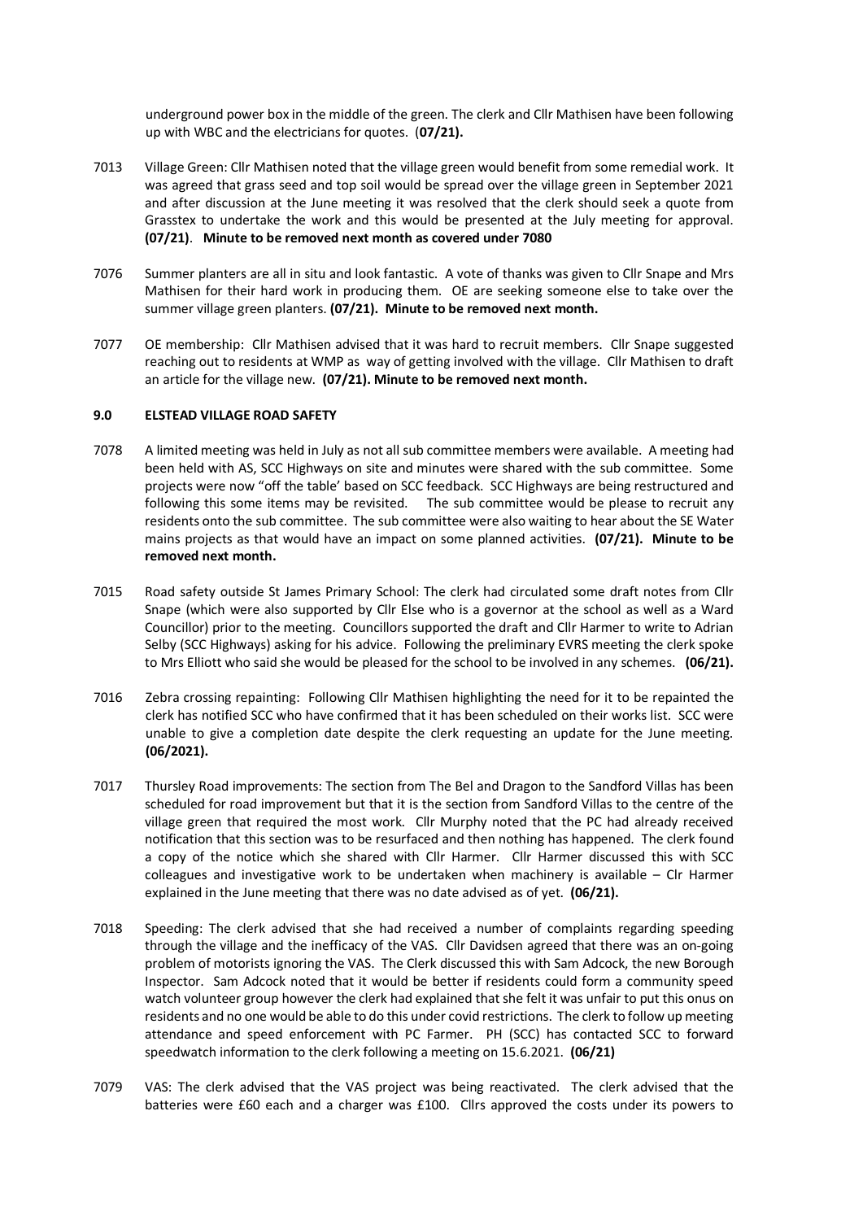underground power box in the middle of the green. The clerk and Cllr Mathisen have been following up with WBC and the electricians for quotes. (**07/21).**

7013 Village Green: Cllr Mathisen noted that the village green would benefit from some remedial work. It was agreed that grass seed and top soil would be spread over the village green in September 2021 and after discussion at the June meeting it was resolved that the clerk should seek a quote from Grasstex to undertake the work and this would be presented at the July meeting for approval. **(07/21)**. **Minute to be removed next month as covered under 7080**

7076 Summer planters are all in situ and look fantastic. A vote of thanks was given to Cllr Snape and Mrs Mathisen for their hard work in producing them. OE are seeking someone else to take over the summer village green planters. **(07/21). Minute to be removed next month.**

7077 OE membership: Cllr Mathisen advised that it was hard to recruit members. Cllr Snape suggested reaching out to residents at WMP as way of getting involved with the village. Cllr Mathisen to draft an article for the village new. **(07/21). Minute to be removed next month.**

### 9.0 ELSTEAD VILLAGE ROAD SAFETY

7078 A limited meeting was held in July as not all sub committee members were available. A meeting had been held with AS, SCC Highways on site and minutes were shared with the sub committee. Some projects were now "off the table' based on SCC feedback. SCC Highways are being restructured and following this some items may be revisited. The sub committee would be please to recruit any residents onto the sub committee. The sub committee were also waiting to hear about the SE Water mains projects as that would have an impact on some planned activities. **(07/21). Minute to be removed next month.**

7015 Road safety outside St James Primary School: The clerk had circulated some draft notes from Cllr Snape (which were also supported by Cllr Else who is a governor at the school as well as a Ward Councillor) prior to the meeting. Councillors supported the draft and Cllr Harmer to write to Adrian Selby (SCC Highways) asking for his advice. Following the preliminary EVRS meeting the clerk spoke to Mrs Elliott who said she would be pleased for the school to be involved in any schemes. **(06/21).**

7016 Zebra crossing repainting: Following Cllr Mathisen highlighting the need for it to be repainted the clerk has notified SCC who have confirmed that it has been scheduled on their works list. SCC were unable to give a completion date despite the clerk requesting an update for the June meeting. **(06/2021).**

7017 Thursley Road improvements: The section from The Bel and Dragon to the Sandford Villas has been scheduled for road improvement but that it is the section from Sandford Villas to the centre of the village green that required the most work. Cllr Murphy noted that the PC had already received notification that this section was to be resurfaced and then nothing has happened. The clerk found a copy of the notice which she shared with Cllr Harmer. Cllr Harmer discussed this with SCC colleagues and investigative work to be undertaken when machinery is available – Clr Harmer explained in the June meeting that there was no date advised as of yet. **(06/21).**

7018 Speeding: The clerk advised that she had received a number of complaints regarding speeding through the village and the inefficacy of the VAS. Cllr Davidsen agreed that there was an on-going problem of motorists ignoring the VAS. The Clerk discussed this with Sam Adcock, the new Borough Inspector. Sam Adcock noted that it would be better if residents could form a community speed watch volunteer group however the clerk had explained that she felt it was unfair to put this onus on residents and no one would be able to do this under covid restrictions. The clerk to follow up meeting attendance and speed enforcement with PC Farmer. PH (SCC) has contacted SCC to forward speedwatch information to the clerk following a meeting on 15.6.2021. **(06/21)**

7079 VAS: The clerk advised that the VAS project was being reactivated. The clerk advised that the batteries were £60 each and a charger was £100. Cllrs approved the costs under its powers to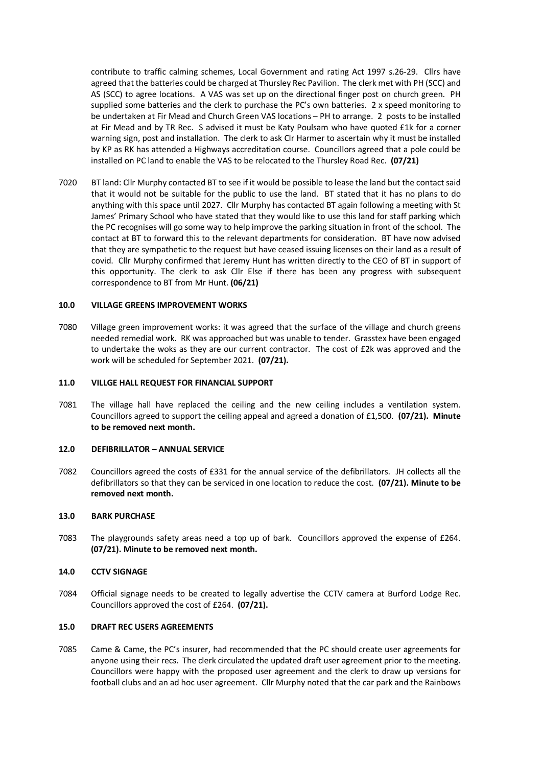contribute to traffic calming schemes, Local Government and rating Act 1997 s.26-29. Cllrs have agreed that the batteries could be charged at Thursley Rec Pavilion. The clerk met with PH (SCC) and AS (SCC) to agree locations. A VAS was set up on the directional finger post on church green. PH supplied some batteries and the clerk to purchase the PC's own batteries. 2 x speed monitoring to be undertaken at Fir Mead and Church Green VAS locations – PH to arrange. 2 posts to be installed at Fir Mead and by TR Rec. S advised it must be Katy Poulsam who have quoted £1k for a corner warning sign, post and installation. The clerk to ask Clr Harmer to ascertain why it must be installed by KP as RK has attended a Highways accreditation course. Councillors agreed that a pole could be installed on PC land to enable the VAS to be relocated to the Thursley Road Rec. **(07/21)**

7020 BT land: Cllr Murphy contacted BT to see if it would be possible to lease the land but the contact said that it would not be suitable for the public to use the land. BT stated that it has no plans to do anything with this space until 2027. Cllr Murphy has contacted BT again following a meeting with St James' Primary School who have stated that they would like to use this land for staff parking which the PC recognises will go some way to help improve the parking situation in front of the school. The contact at BT to forward this to the relevant departments for consideration. BT have now advised that they are sympathetic to the request but have ceased issuing licenses on their land as a result of covid. Cllr Murphy confirmed that Jeremy Hunt has written directly to the CEO of BT in support of this opportunity. The clerk to ask Cllr Else if there has been any progress with subsequent correspondence to BT from Mr Hunt. **(06/21)**

## 10.0 VILLAGE GREENS IMPROVEMENT WORKS

7080 Village green improvement works: it was agreed that the surface of the village and church greens needed remedial work. RK was approached but was unable to tender. Grasstex have been engaged to undertake the woks as they are our current contractor. The cost of £2k was approved and the work will be scheduled for September 2021. **(07/21).**

## 11.0 VILLGE HALL REQUEST FOR FINANCIAL SUPPORT

7081 The village hall have replaced the ceiling and the new ceiling includes a ventilation system. Councillors agreed to support the ceiling appeal and agreed a donation of £1,500. **(07/21). Minute to be removed next month.**

## 12.0 DEFIBRILLATOR – ANNUAL SERVICE

7082 Councillors agreed the costs of £331 for the annual service of the defibrillators. JH collects all the defibrillators so that they can be serviced in one location to reduce the cost. **(07/21). Minute to be removed next month.**

## 13.0 BARK PURCHASE

7083 The playgrounds safety areas need a top up of bark. Councillors approved the expense of £264. **(07/21). Minute to be removed next month.**

## 14.0 CCTV SIGNAGE

7084 Official signage needs to be created to legally advertise the CCTV camera at Burford Lodge Rec. Councillors approved the cost of £264. **(07/21).**

## 15.0 DRAFT REC USERS AGREEMENTS

7085 Came & Came, the PC's insurer, had recommended that the PC should create user agreements for anyone using their recs. The clerk circulated the updated draft user agreement prior to the meeting. Councillors were happy with the proposed user agreement and the clerk to draw up versions for football clubs and an ad hoc user agreement. Cllr Murphy noted that the car park and the Rainbows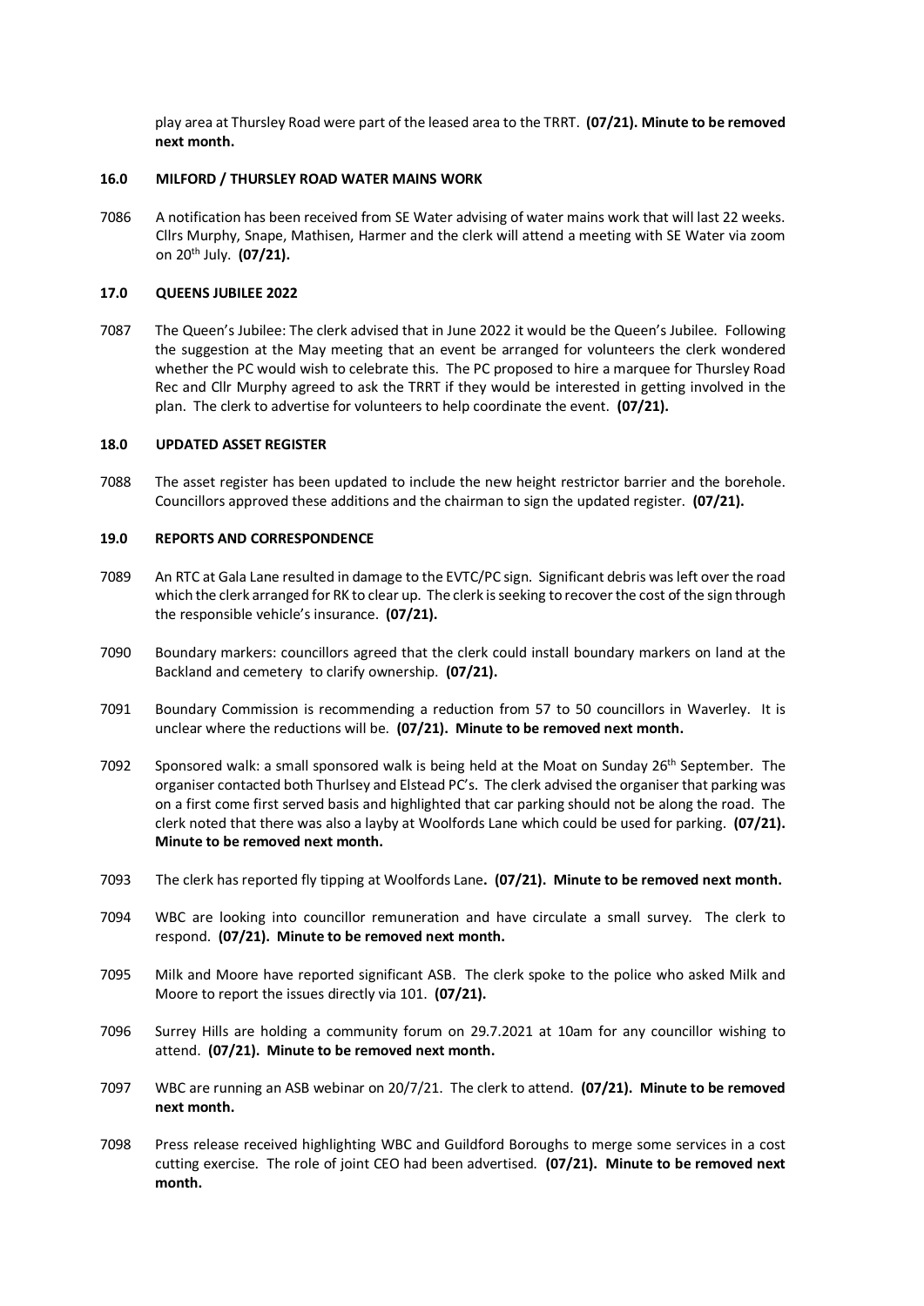play area at Thursley Road were part of the leased area to the TRRT. **(07/21). Minute to be removed next month.**

### 16.0 MILFORD / THURSLEY ROAD WATER MAINS WORK

7086 A notification has been received from SE Water advising of water mains work that will last 22 weeks. Cllrs Murphy, Snape, Mathisen, Harmer and the clerk will attend a meeting with SE Water via zoom on 20th July. **(07/21).**

### 17.0 QUEENS JUBILEE 2022

7087 The Queen's Jubilee: The clerk advised that in June 2022 it would be the Queen's Jubilee. Following the suggestion at the May meeting that an event be arranged for volunteers the clerk wondered whether the PC would wish to celebrate this. The PC proposed to hire a marquee for Thursley Road Rec and Cllr Murphy agreed to ask the TRRT if they would be interested in getting involved in the plan. The clerk to advertise for volunteers to help coordinate the event. **(07/21).**

### 18.0 UPDATED ASSET REGISTER

7088 The asset register has been updated to include the new height restrictor barrier and the borehole. Councillors approved these additions and the chairman to sign the updated register. **(07/21).**

### 19.0 REPORTS AND CORRESPONDENCE

7089 An RTC at Gala Lane resulted in damage to the EVTC/PC sign. Significant debris was left over the road which the clerk arranged for RK to clear up. The clerk is seeking to recover the cost of the sign through the responsible vehicle's insurance. **(07/21).**

7090 Boundary markers: councillors agreed that the clerk could install boundary markers on land at the Backland and cemetery to clarify ownership. **(07/21).**

7091 Boundary Commission is recommending a reduction from 57 to 50 councillors in Waverley. It is unclear where the reductions will be. **(07/21). Minute to be removed next month.**

7092 Sponsored walk: a small sponsored walk is being held at the Moat on Sunday 26th September. The organiser contacted both Thurlsey and Elstead PC's. The clerk advised the organiser that parking was on a first come first served basis and highlighted that car parking should not be along the road. The clerk noted that there was also a layby at Woolfords Lane which could be used for parking. **(07/21). Minute to be removed next month.**

7093 The clerk has reported fly tipping at Woolfords Lane**. (07/21). Minute to be removed next month.**

7094 WBC are looking into councillor remuneration and have circulate a small survey. The clerk to respond. **(07/21). Minute to be removed next month.**

7095 Milk and Moore have reported significant ASB. The clerk spoke to the police who asked Milk and Moore to report the issues directly via 101. **(07/21).**

7096 Surrey Hills are holding a community forum on 29.7.2021 at 10am for any councillor wishing to attend. **(07/21). Minute to be removed next month.**

7097 WBC are running an ASB webinar on 20/7/21. The clerk to attend. **(07/21). Minute to be removed next month.**

7098 Press release received highlighting WBC and Guildford Boroughs to merge some services in a cost cutting exercise. The role of joint CEO had been advertised. **(07/21). Minute to be removed next month.**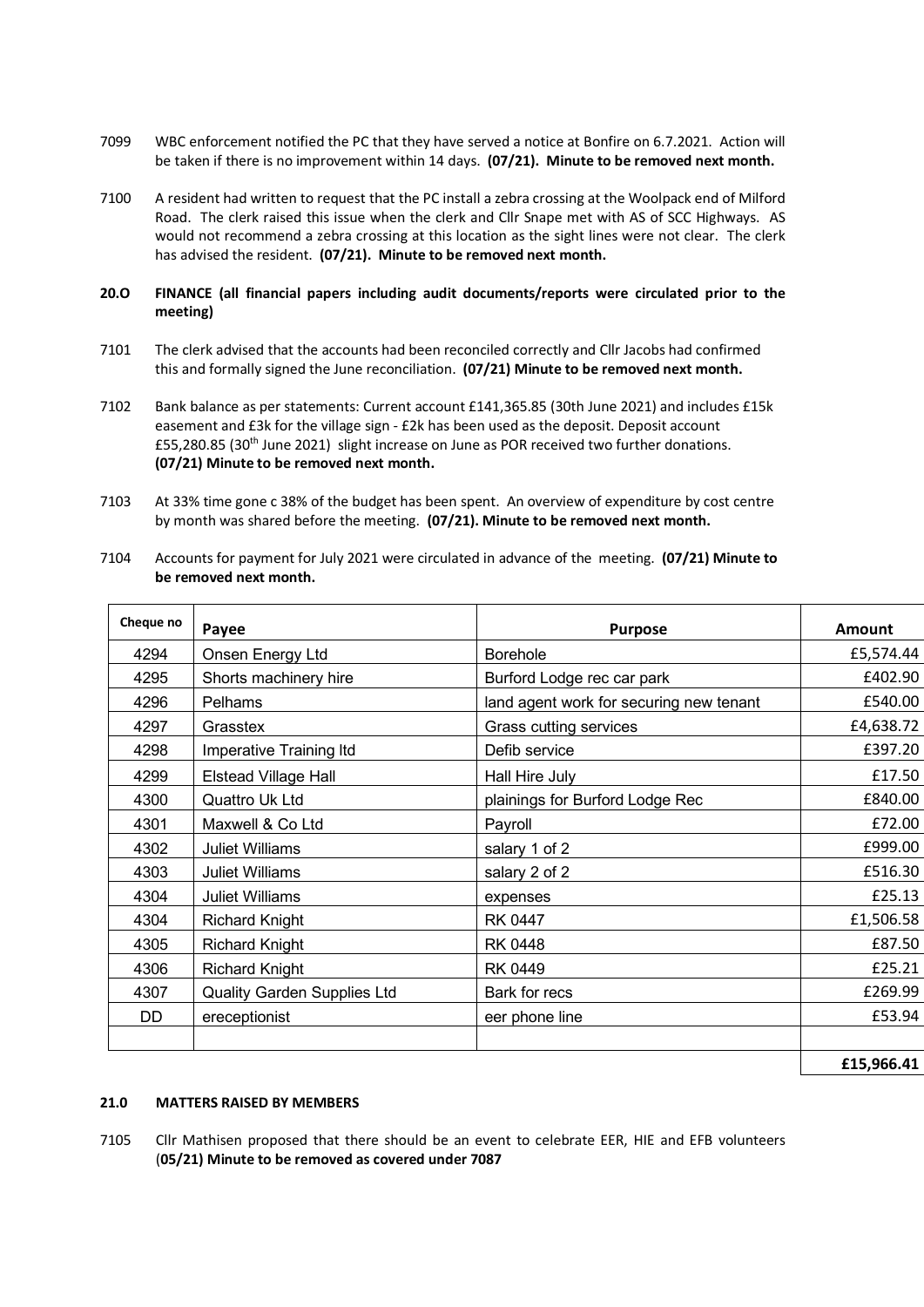7099 WBC enforcement notified the PC that they have served a notice at Bonfire on 6.7.2021. Action will be taken if there is no improvement within 14 days. **(07/21). Minute to be removed next month.**

7100 A resident had written to request that the PC install a zebra crossing at the Woolpack end of Milford Road. The clerk raised this issue when the clerk and Cllr Snape met with AS of SCC Highways. AS would not recommend a zebra crossing at this location as the sight lines were not clear. The clerk has advised the resident. **(07/21). Minute to be removed next month.**

**20.O FINANCE (all financial papers including audit documents/reports were circulated prior to the meeting)**

7101 The clerk advised that the accounts had been reconciled correctly and Cllr Jacobs had confirmed this and formally signed the June reconciliation. **(07/21) Minute to be removed next month.**

7102 Bank balance as per statements: Current account £141,365.85 (30th June 2021) and includes £15k easement and £3k for the village sign - £2k has been used as the deposit. Deposit account £55,280.85 (30th June 2021) slight increase on June as POR received two further donations. **(07/21) Minute to be removed next month.**

7103 At 33% time gone c 38% of the budget has been spent. An overview of expenditure by cost centre by month was shared before the meeting. **(07/21). Minute to be removed next month.**

7104 Accounts for payment for July 2021 were circulated in advance of the meeting. **(07/21) Minute to be removed next month.**

| Cheque no | Payee | Purpose | Amount |
|---|---|---|---|
| 4294 | Onsen Energy Ltd | Borehole | £5,574.44 |
| 4295 | Shorts machinery hire | Burford Lodge rec car park | £402.90 |
| 4296 | Pelhams | land agent work for securing new tenant | £540.00 |
| 4297 | Grasstex | Grass cutting services | £4,638.72 |
| 4298 | Imperative Training ltd | Defib service | £397.20 |
| 4299 | Elstead Village Hall | Hall Hire July | £17.50 |
| 4300 | Quattro Uk Ltd | plainings for Burford Lodge Rec | £840.00 |
| 4301 | Maxwell & Co Ltd | Payroll | £72.00 |
| 4302 | Juliet Williams | salary 1 of 2 | £999.00 |
| 4303 | Juliet Williams | salary 2 of 2 | £516.30 |
| 4304 | Juliet Williams | expenses | £25.13 |
| 4304 | Richard Knight | RK 0447 | £1,506.58 |
| 4305 | Richard Knight | RK 0448 | £87.50 |
| 4306 | Richard Knight | RK 0449 | £25.21 |
| 4307 | Quality Garden Supplies Ltd | Bark for recs | £269.99 |
| DD | ereceptionist | eer phone line | £53.94 |
| | | | |
| | | | **£15,966.41** |

**21.0 MATTERS RAISED BY MEMBERS**

7105 Cllr Mathisen proposed that there should be an event to celebrate EER, HIE and EFB volunteers (**05/21) Minute to be removed as covered under 7087**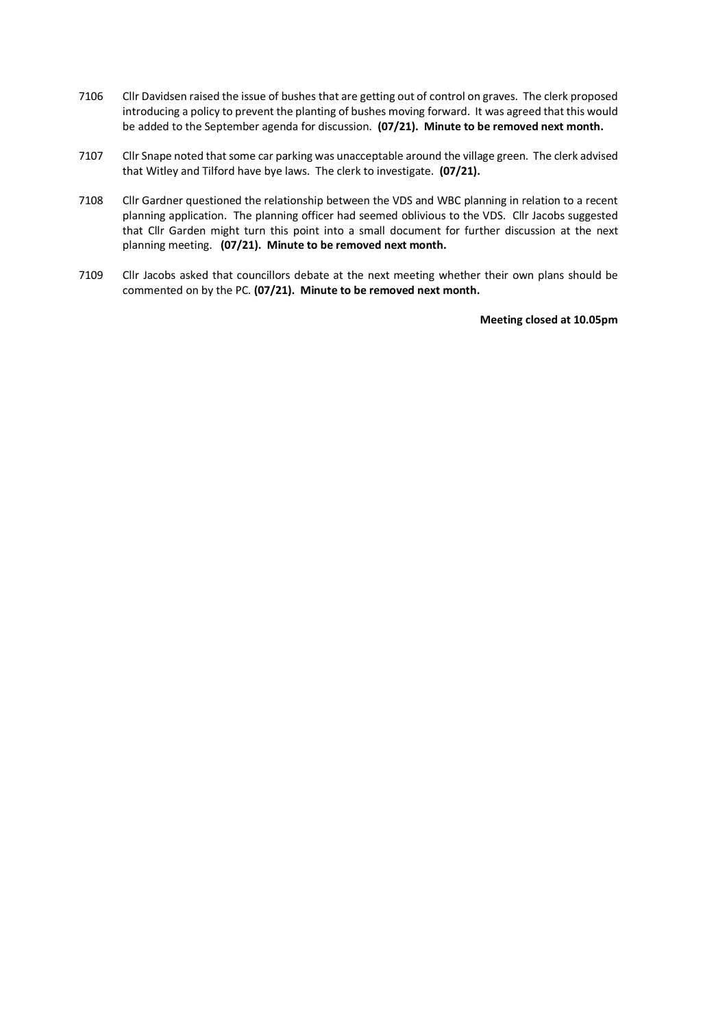7106 Cllr Davidsen raised the issue of bushes that are getting out of control on graves. The clerk proposed introducing a policy to prevent the planting of bushes moving forward. It was agreed that this would be added to the September agenda for discussion. **(07/21). Minute to be removed next month.**

7107 Cllr Snape noted that some car parking was unacceptable around the village green. The clerk advised that Witley and Tilford have bye laws. The clerk to investigate. **(07/21).**

7108 Cllr Gardner questioned the relationship between the VDS and WBC planning in relation to a recent planning application. The planning officer had seemed oblivious to the VDS. Cllr Jacobs suggested that Cllr Garden might turn this point into a small document for further discussion at the next planning meeting. **(07/21). Minute to be removed next month.**

7109 Cllr Jacobs asked that councillors debate at the next meeting whether their own plans should be commented on by the PC. **(07/21). Minute to be removed next month.**

**Meeting closed at 10.05pm**